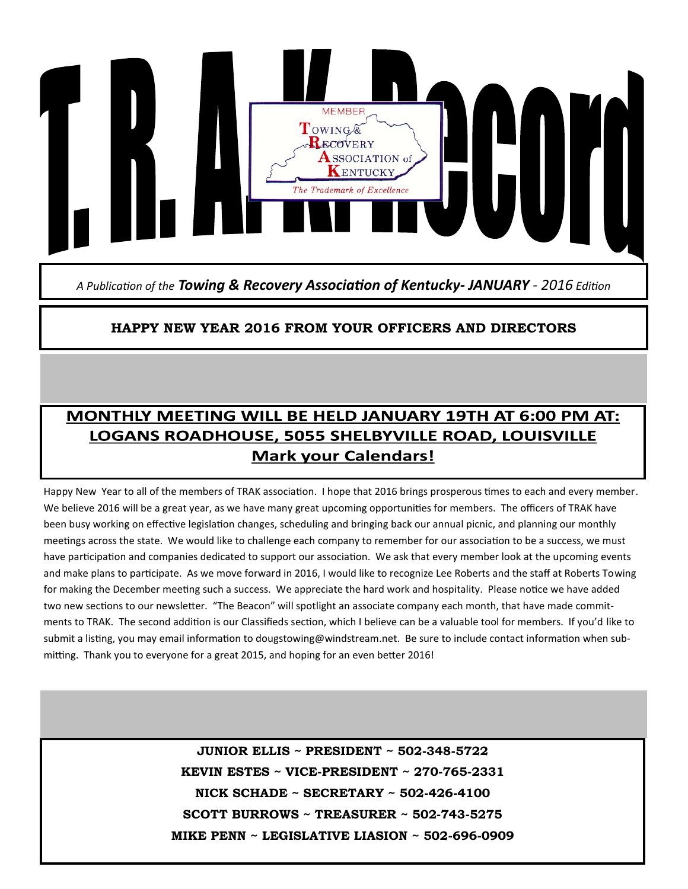# T. R. A. K. Record

MEMBER
TOWING & RECOVERY ASSOCIATION of KENTUCKY
*The Trademark of Excellence*

*A Publication of the* ***Towing & Recovery Association of Kentucky- JANUARY*** *- 2016 Edition*

**HAPPY NEW YEAR 2016 FROM YOUR OFFICERS AND DIRECTORS**

## MONTHLY MEETING WILL BE HELD JANUARY 19TH AT 6:00 PM AT: LOGANS ROADHOUSE, 5055 SHELBYVILLE ROAD, LOUISVILLE

**Mark your Calendars!**

Happy New Year to all of the members of TRAK association. I hope that 2016 brings prosperous times to each and every member. We believe 2016 will be a great year, as we have many great upcoming opportunities for members. The officers of TRAK have been busy working on effective legislation changes, scheduling and bringing back our annual picnic, and planning our monthly meetings across the state. We would like to challenge each company to remember for our association to be a success, we must have participation and companies dedicated to support our association. We ask that every member look at the upcoming events and make plans to participate. As we move forward in 2016, I would like to recognize Lee Roberts and the staff at Roberts Towing for making the December meeting such a success. We appreciate the hard work and hospitality. Please notice we have added two new sections to our newsletter. "The Beacon" will spotlight an associate company each month, that have made commitments to TRAK. The second addition is our Classifieds section, which I believe can be a valuable tool for members. If you'd like to submit a listing, you may email information to dougstowing@windstream.net. Be sure to include contact information when submitting. Thank you to everyone for a great 2015, and hoping for an even better 2016!

**JUNIOR ELLIS ~ PRESIDENT ~ 502-348-5722**

**KEVIN ESTES ~ VICE-PRESIDENT ~ 270-765-2331**

**NICK SCHADE ~ SECRETARY ~ 502-426-4100**

**SCOTT BURROWS ~ TREASURER ~ 502-743-5275**

**MIKE PENN ~ LEGISLATIVE LIASION ~ 502-696-0909**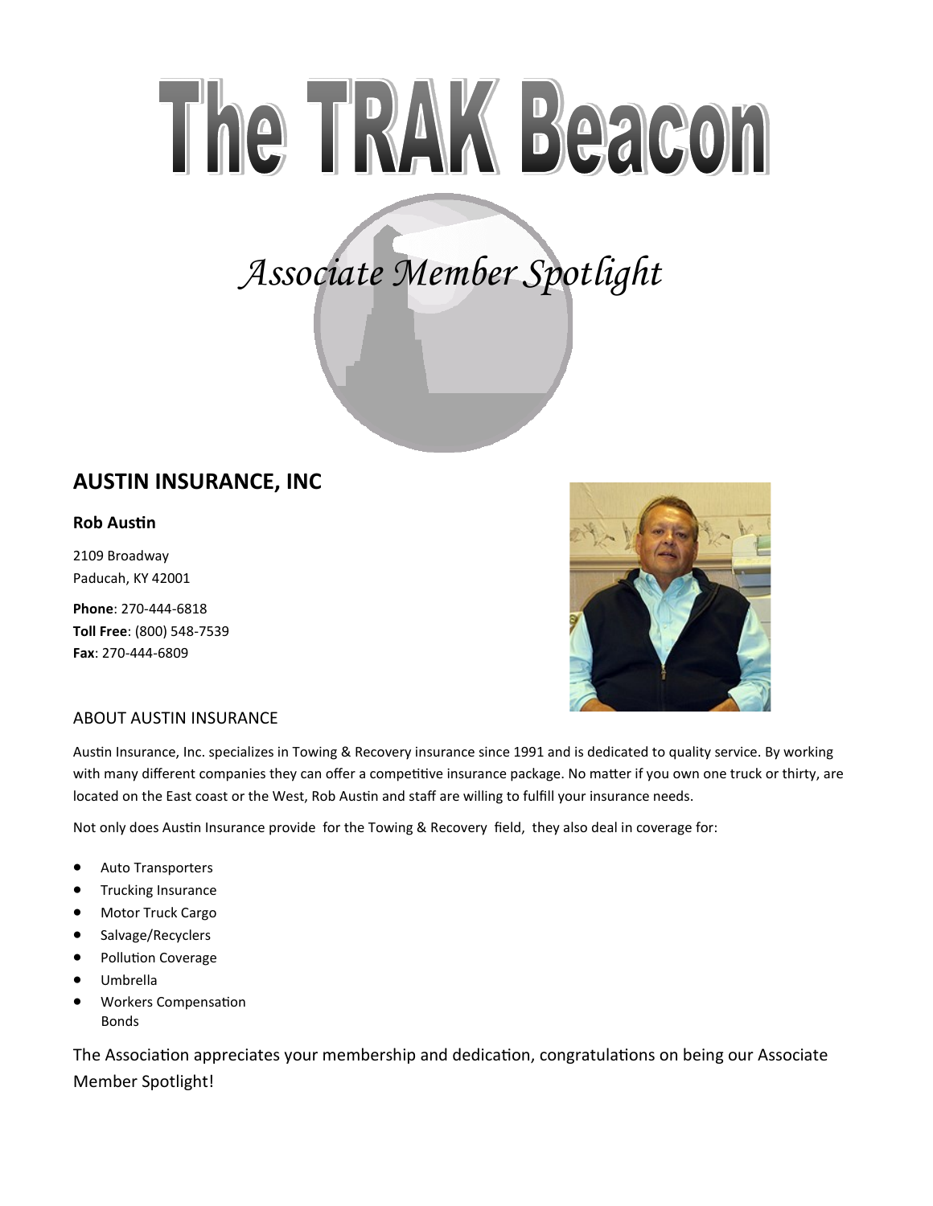# The TRAK Beacon

## *Associate Member Spotlight*

## AUSTIN INSURANCE, INC

**Rob Austin**

2109 Broadway
Paducah, KY 42001

**Phone**: 270-444-6818
**Toll Free**: (800) 548-7539
**Fax**: 270-444-6809

### ABOUT AUSTIN INSURANCE

Austin Insurance, Inc. specializes in Towing & Recovery insurance since 1991 and is dedicated to quality service. By working with many different companies they can offer a competitive insurance package. No matter if you own one truck or thirty, are located on the East coast or the West, Rob Austin and staff are willing to fulfill your insurance needs.

Not only does Austin Insurance provide for the Towing & Recovery field, they also deal in coverage for:

- Auto Transporters
- Trucking Insurance
- Motor Truck Cargo
- Salvage/Recyclers
- Pollution Coverage
- Umbrella
- Workers Compensation
  Bonds

The Association appreciates your membership and dedication, congratulations on being our Associate Member Spotlight!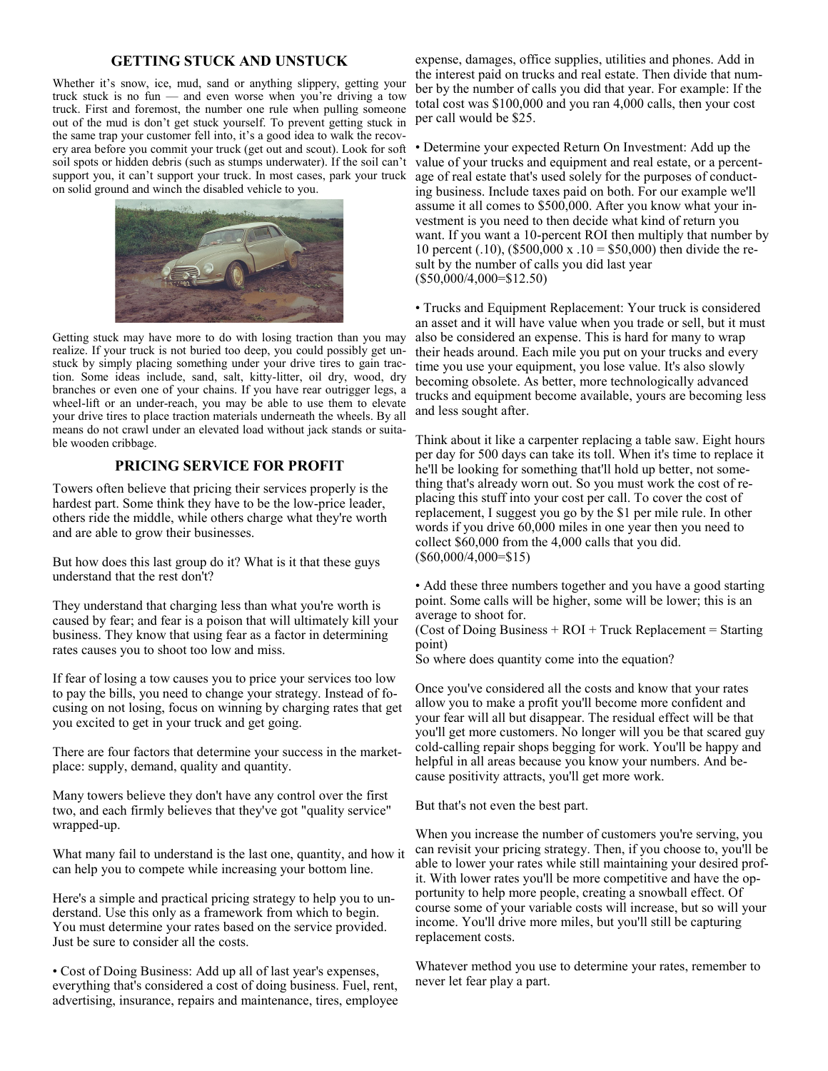## GETTING STUCK AND UNSTUCK

Whether it's snow, ice, mud, sand or anything slippery, getting your truck stuck is no fun — and even worse when you're driving a tow truck. First and foremost, the number one rule when pulling someone out of the mud is don't get stuck yourself. To prevent getting stuck in the same trap your customer fell into, it's a good idea to walk the recovery area before you commit your truck (get out and scout). Look for soft soil spots or hidden debris (such as stumps underwater). If the soil can't support you, it can't support your truck. In most cases, park your truck on solid ground and winch the disabled vehicle to you.

Getting stuck may have more to do with losing traction than you may realize. If your truck is not buried too deep, you could possibly get unstuck by simply placing something under your drive tires to gain traction. Some ideas include, sand, salt, kitty-litter, oil dry, wood, dry branches or even one of your chains. If you have rear outrigger legs, a wheel-lift or an under-reach, you may be able to use them to elevate your drive tires to place traction materials underneath the wheels. By all means do not crawl under an elevated load without jack stands or suitable wooden cribbage.

## PRICING SERVICE FOR PROFIT

Towers often believe that pricing their services properly is the hardest part. Some think they have to be the low-price leader, others ride the middle, while others charge what they're worth and are able to grow their businesses.

But how does this last group do it? What is it that these guys understand that the rest don't?

They understand that charging less than what you're worth is caused by fear; and fear is a poison that will ultimately kill your business. They know that using fear as a factor in determining rates causes you to shoot too low and miss.

If fear of losing a tow causes you to price your services too low to pay the bills, you need to change your strategy. Instead of focusing on not losing, focus on winning by charging rates that get you excited to get in your truck and get going.

There are four factors that determine your success in the marketplace: supply, demand, quality and quantity.

Many towers believe they don't have any control over the first two, and each firmly believes that they've got "quality service" wrapped-up.

What many fail to understand is the last one, quantity, and how it can help you to compete while increasing your bottom line.

Here's a simple and practical pricing strategy to help you to understand. Use this only as a framework from which to begin. You must determine your rates based on the service provided. Just be sure to consider all the costs.

• Cost of Doing Business: Add up all of last year's expenses, everything that's considered a cost of doing business. Fuel, rent, advertising, insurance, repairs and maintenance, tires, employee expense, damages, office supplies, utilities and phones. Add in the interest paid on trucks and real estate. Then divide that number by the number of calls you did that year. For example: If the total cost was $100,000 and you ran 4,000 calls, then your cost per call would be $25.

• Determine your expected Return On Investment: Add up the value of your trucks and equipment and real estate, or a percentage of real estate that's used solely for the purposes of conducting business. Include taxes paid on both. For our example we'll assume it all comes to $500,000. After you know what your investment is you need to then decide what kind of return you want. If you want a 10-percent ROI then multiply that number by 10 percent (.10), ($500,000 x .10 = $50,000) then divide the result by the number of calls you did last year ($50,000/4,000=$12.50)

• Trucks and Equipment Replacement: Your truck is considered an asset and it will have value when you trade or sell, but it must also be considered an expense. This is hard for many to wrap their heads around. Each mile you put on your trucks and every time you use your equipment, you lose value. It's also slowly becoming obsolete. As better, more technologically advanced trucks and equipment become available, yours are becoming less and less sought after.

Think about it like a carpenter replacing a table saw. Eight hours per day for 500 days can take its toll. When it's time to replace it he'll be looking for something that'll hold up better, not something that's already worn out. So you must work the cost of replacing this stuff into your cost per call. To cover the cost of replacement, I suggest you go by the $1 per mile rule. In other words if you drive 60,000 miles in one year then you need to collect $60,000 from the 4,000 calls that you did. ($60,000/4,000=$15)

• Add these three numbers together and you have a good starting point. Some calls will be higher, some will be lower; this is an average to shoot for.

(Cost of Doing Business + ROI + Truck Replacement = Starting point)

So where does quantity come into the equation?

Once you've considered all the costs and know that your rates allow you to make a profit you'll become more confident and your fear will all but disappear. The residual effect will be that you'll get more customers. No longer will you be that scared guy cold-calling repair shops begging for work. You'll be happy and helpful in all areas because you know your numbers. And because positivity attracts, you'll get more work.

But that's not even the best part.

When you increase the number of customers you're serving, you can revisit your pricing strategy. Then, if you choose to, you'll be able to lower your rates while still maintaining your desired profit. With lower rates you'll be more competitive and have the opportunity to help more people, creating a snowball effect. Of course some of your variable costs will increase, but so will your income. You'll drive more miles, but you'll still be capturing replacement costs.

Whatever method you use to determine your rates, remember to never let fear play a part.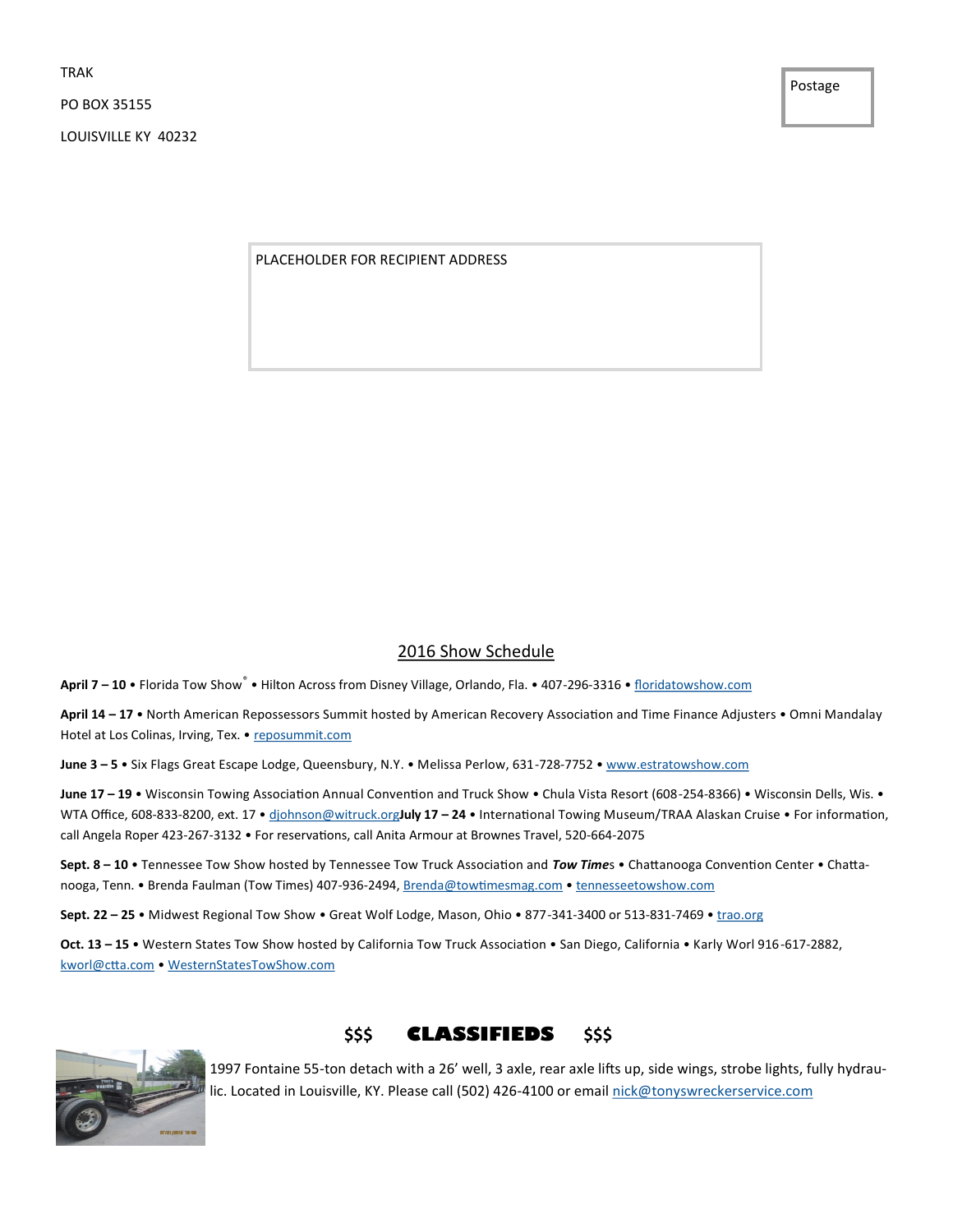TRAK

PO BOX 35155

LOUISVILLE KY 40232

Postage

PLACEHOLDER FOR RECIPIENT ADDRESS

## 2016 Show Schedule

**April 7 – 10** • Florida Tow Show® • Hilton Across from Disney Village, Orlando, Fla. • 407-296-3316 • floridatowshow.com

**April 14 – 17** • North American Repossessors Summit hosted by American Recovery Association and Time Finance Adjusters • Omni Mandalay Hotel at Los Colinas, Irving, Tex. • reposummit.com

**June 3 – 5** • Six Flags Great Escape Lodge, Queensbury, N.Y. • Melissa Perlow, 631-728-7752 • www.estratowshow.com

**June 17 – 19** • Wisconsin Towing Association Annual Convention and Truck Show • Chula Vista Resort (608-254-8366) • Wisconsin Dells, Wis. • WTA Office, 608-833-8200, ext. 17 • djohnson@witruck.org**July 17 – 24** • International Towing Museum/TRAA Alaskan Cruise • For information, call Angela Roper 423-267-3132 • For reservations, call Anita Armour at Brownes Travel, 520-664-2075

**Sept. 8 – 10** • Tennessee Tow Show hosted by Tennessee Tow Truck Association and ***Tow Time***s • Chattanooga Convention Center • Chattanooga, Tenn. • Brenda Faulman (Tow Times) 407-936-2494, Brenda@towtimesmag.com • tennesseetowshow.com

**Sept. 22 – 25** • Midwest Regional Tow Show • Great Wolf Lodge, Mason, Ohio • 877-341-3400 or 513-831-7469 • trao.org

**Oct. 13 – 15** • Western States Tow Show hosted by California Tow Truck Association • San Diego, California • Karly Worl 916-617-2882, kworl@ctta.com • WesternStatesTowShow.com

## $$$ **CLASSIFIEDS** $$$

1997 Fontaine 55-ton detach with a 26' well, 3 axle, rear axle lifts up, side wings, strobe lights, fully hydraulic. Located in Louisville, KY. Please call (502) 426-4100 or email nick@tonyswreckerservice.com